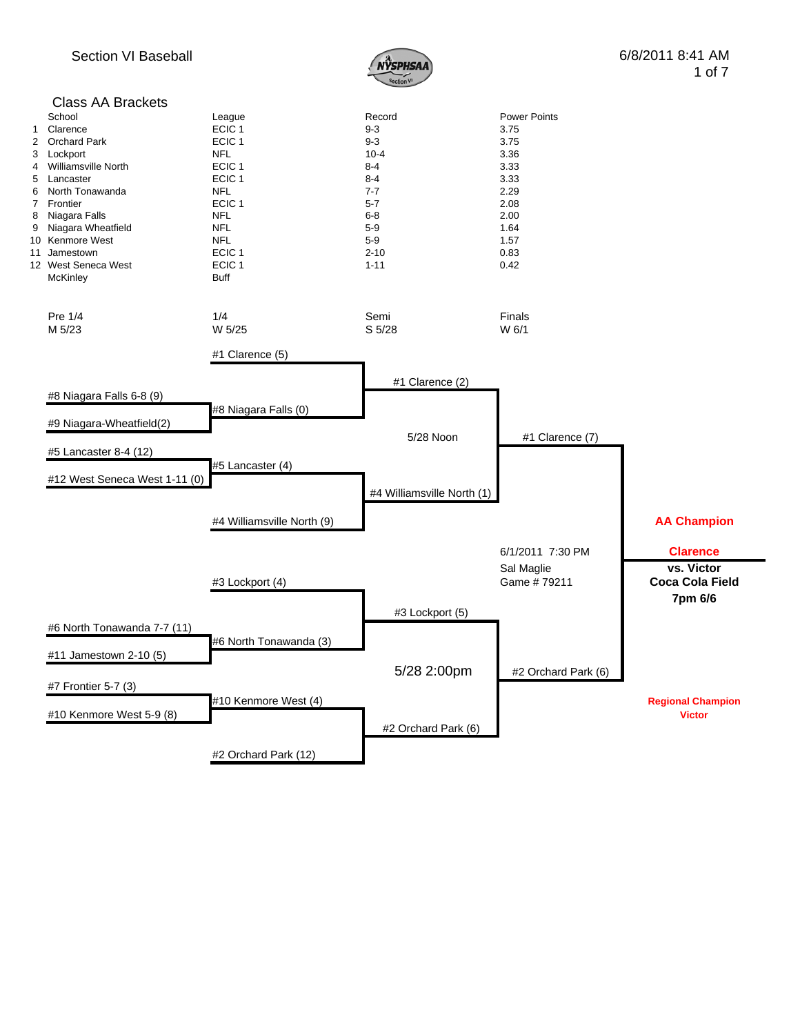# Section VI Baseball

6/8/2011 8:41 AM

## Class AA Brackets

| | School | League | Record | Power Points |
|---|---|---|---|---|
| 1 | Clarence | ECIC 1 | 9-3 | 3.75 |
| 2 | Orchard Park | ECIC 1 | 9-3 | 3.75 |
| 3 | Lockport | NFL | 10-4 | 3.36 |
| 4 | Williamsville North | ECIC 1 | 8-4 | 3.33 |
| 5 | Lancaster | ECIC 1 | 8-4 | 3.33 |
| 6 | North Tonawanda | NFL | 7-7 | 2.29 |
| 7 | Frontier | ECIC 1 | 5-7 | 2.08 |
| 8 | Niagara Falls | NFL | 6-8 | 2.00 |
| 9 | Niagara Wheatfield | NFL | 5-9 | 1.64 |
| 10 | Kenmore West | NFL | 5-9 | 1.57 |
| 11 | Jamestown | ECIC 1 | 2-10 | 0.83 |
| 12 | West Seneca West | ECIC 1 | 1-11 | 0.42 |
| | McKinley | Buff | | |

| Pre 1/4 | 1/4 | Semi | Finals |
|---|---|---|---|
| M 5/23 | W 5/25 | S 5/28 | W 6/1 |

**Pre 1/4 (M 5/23)**
- #8 Niagara Falls 6-8 (9) vs. #9 Niagara-Wheatfield(2)
- #5 Lancaster 8-4 (12) vs. #12 West Seneca West 1-11 (0)
- #6 North Tonawanda 7-7 (11) vs. #11 Jamestown 2-10 (5)
- #7 Frontier 5-7 (3) vs. #10 Kenmore West 5-9 (8)

**1/4 (W 5/25)**
- #1 Clarence (5) vs. #8 Niagara Falls (0)
- #5 Lancaster (4) vs. #4 Williamsville North (9)
- #3 Lockport (4) vs. #6 North Tonawanda (3)
- #10 Kenmore West (4) vs. #2 Orchard Park (12)

**Semi (S 5/28)**
- #1 Clarence (2) vs. #4 Williamsville North (1) — 5/28 Noon
- #3 Lockport (5) vs. #2 Orchard Park (6) — 5/28 2:00pm

**Finals (W 6/1)**
- #1 Clarence (7) vs. #2 Orchard Park (6)
- 6/1/2011 7:30 PM
- Sal Maglie
- Game # 79211

**AA Champion**

**Clarence**

**vs. Victor**
**Coca Cola Field**
**7pm 6/6**

**Regional Champion**
**Victor**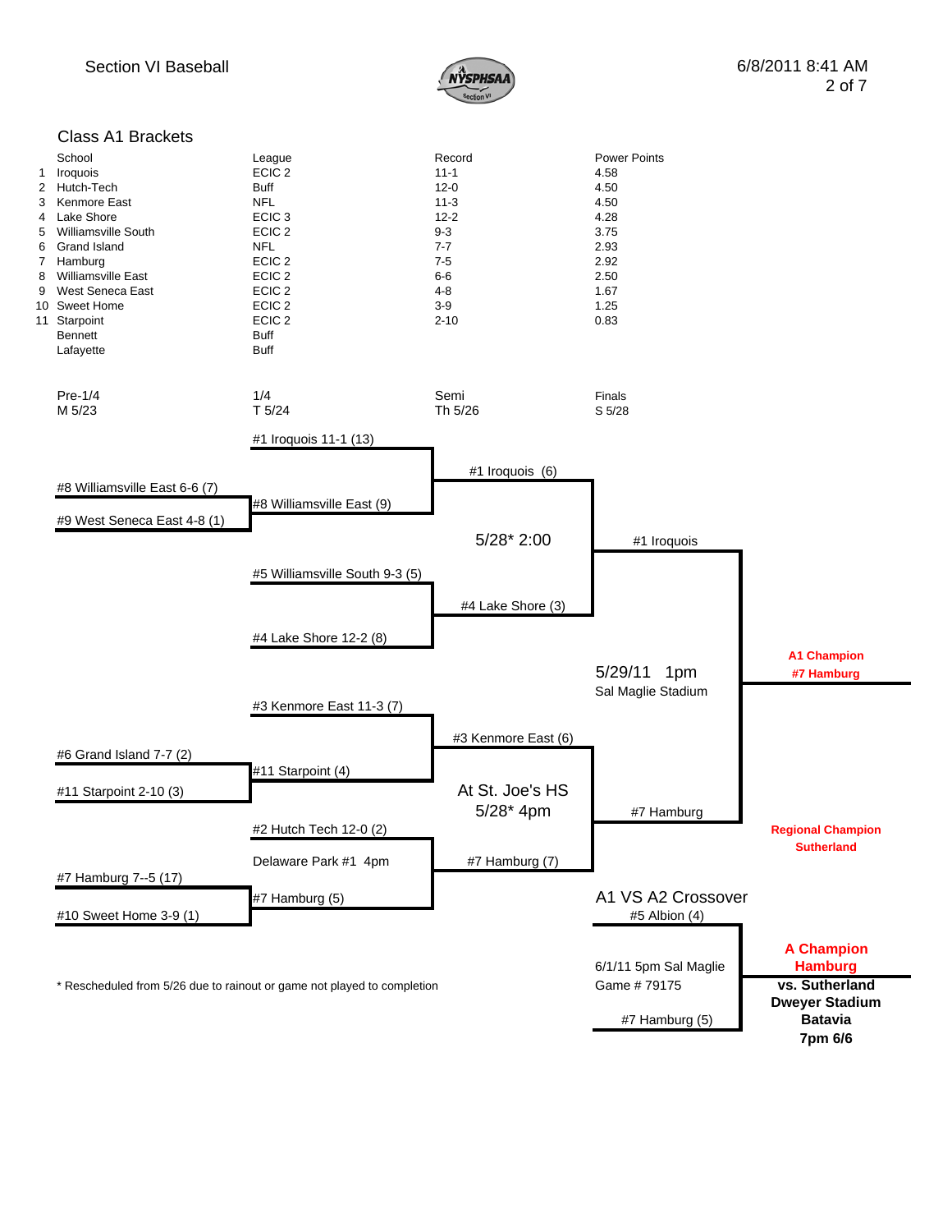Section VI Baseball

6/8/2011 8:41 AM

## Class A1 Brackets

| | School | League | Record | Power Points |
|---|---|---|---|---|
| 1 | Iroquois | ECIC 2 | 11-1 | 4.58 |
| 2 | Hutch-Tech | Buff | 12-0 | 4.50 |
| 3 | Kenmore East | NFL | 11-3 | 4.50 |
| 4 | Lake Shore | ECIC 3 | 12-2 | 4.28 |
| 5 | Williamsville South | ECIC 2 | 9-3 | 3.75 |
| 6 | Grand Island | NFL | 7-7 | 2.93 |
| 7 | Hamburg | ECIC 2 | 7-5 | 2.92 |
| 8 | Williamsville East | ECIC 2 | 6-6 | 2.50 |
| 9 | West Seneca East | ECIC 2 | 4-8 | 1.67 |
| 10 | Sweet Home | ECIC 2 | 3-9 | 1.25 |
| 11 | Starpoint | ECIC 2 | 2-10 | 0.83 |
| | Bennett | Buff | | |
| | Lafayette | Buff | | |

| Pre-1/4 | 1/4 | Semi | Finals |
|---|---|---|---|
| M 5/23 | T 5/24 | Th 5/26 | S 5/28 |

**Pre-1/4**
- #8 Williamsville East 6-6 (7) vs. #9 West Seneca East 4-8 (1)
- #6 Grand Island 7-7 (2) vs. #11 Starpoint 2-10 (3)
- #7 Hamburg 7--5 (17) vs. #10 Sweet Home 3-9 (1)

**1/4**
- #1 Iroquois 11-1 (13) vs. #8 Williamsville East (9)
- #5 Williamsville South 9-3 (5) vs. #4 Lake Shore 12-2 (8)
- #3 Kenmore East 11-3 (7) vs. #11 Starpoint (4)
- #2 Hutch Tech 12-0 (2) vs. #7 Hamburg (5) — Delaware Park #1 4pm

**Semi**
- #1 Iroquois (6) vs. #4 Lake Shore (3) — 5/28* 2:00
- #3 Kenmore East (6) vs. #7 Hamburg (7) — At St. Joe's HS 5/28* 4pm

**Finals** — 5/29/11 1pm Sal Maglie Stadium
- #1 Iroquois vs. #7 Hamburg

**A1 Champion**
**#7 Hamburg**

**Regional Champion**
**Sutherland**

**A1 VS A2 Crossover** — 6/1/11 5pm Sal Maglie, Game # 79175
- #5 Albion (4) vs. #7 Hamburg (5)

**A Champion**
**Hamburg**
**vs. Sutherland**
**Dweyer Stadium**
**Batavia**
**7pm 6/6**

\* Rescheduled from 5/26 due to rainout or game not played to completion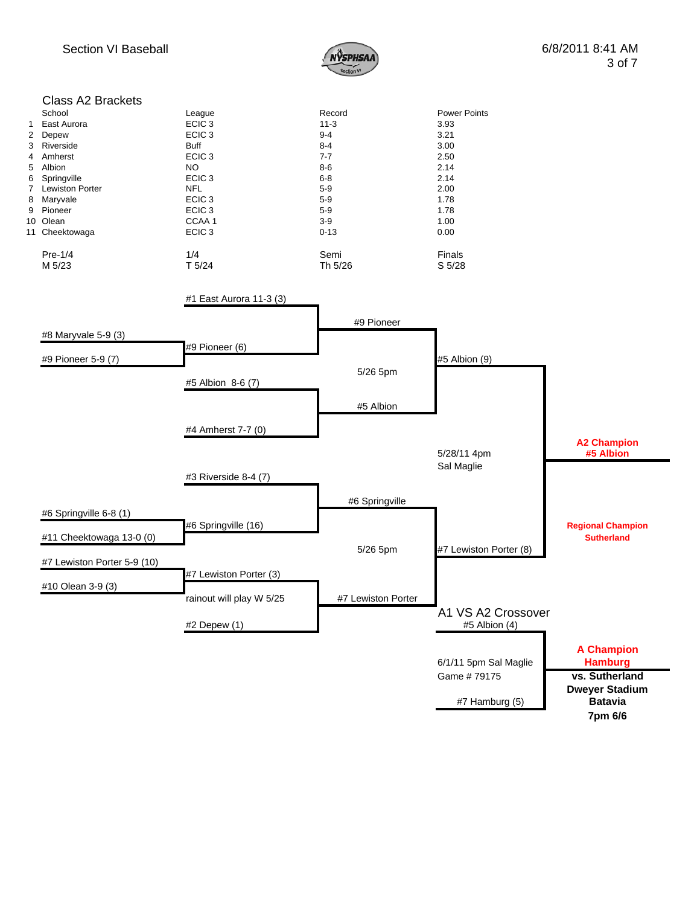Section VI Baseball

6/8/2011 8:41 AM

## Class A2 Brackets

| | School | League | Record | Power Points |
|---|---|---|---|---|
| 1 | East Aurora | ECIC 3 | 11-3 | 3.93 |
| 2 | Depew | ECIC 3 | 9-4 | 3.21 |
| 3 | Riverside | Buff | 8-4 | 3.00 |
| 4 | Amherst | ECIC 3 | 7-7 | 2.50 |
| 5 | Albion | NO | 8-6 | 2.14 |
| 6 | Springville | ECIC 3 | 6-8 | 2.14 |
| 7 | Lewiston Porter | NFL | 5-9 | 2.00 |
| 8 | Maryvale | ECIC 3 | 5-9 | 1.78 |
| 9 | Pioneer | ECIC 3 | 5-9 | 1.78 |
| 10 | Olean | CCAA 1 | 3-9 | 1.00 |
| 11 | Cheektowaga | ECIC 3 | 0-13 | 0.00 |

| Pre-1/4 | 1/4 | Semi | Finals |
|---|---|---|---|
| M 5/23 | T 5/24 | Th 5/26 | S 5/28 |

### Pre-Quarterfinals (M 5/23)
- #8 Maryvale 5-9 (3) vs. #9 Pioneer 5-9 (7)
- #6 Springville 6-8 (1) vs. #11 Cheektowaga 13-0 (0)
- #7 Lewiston Porter 5-9 (10) vs. #10 Olean 3-9 (3)

### Quarterfinals (T 5/24)
- #1 East Aurora 11-3 (3) vs. #9 Pioneer (6)
- #5 Albion 8-6 (7) vs. #4 Amherst 7-7 (0)
- #3 Riverside 8-4 (7) vs. #6 Springville (16)
- #7 Lewiston Porter (3) vs. #2 Depew (1) — rainout will play W 5/25

### Semifinals (Th 5/26)
- #9 Pioneer vs. #5 Albion — 5/26 5pm
- #6 Springville vs. #7 Lewiston Porter — 5/26 5pm

### Finals (S 5/28)
- #5 Albion (9) vs. #7 Lewiston Porter (8) — 5/28/11 4pm Sal Maglie

**A2 Champion**
**#5 Albion**

**Regional Champion**
**Sutherland**

### A1 VS A2 Crossover
- #5 Albion (4) vs. #7 Hamburg (5)
- 6/1/11 5pm Sal Maglie
- Game # 79175

**A Champion**
**Hamburg**
**vs. Sutherland**
**Dweyer Stadium**
**Batavia**
**7pm 6/6**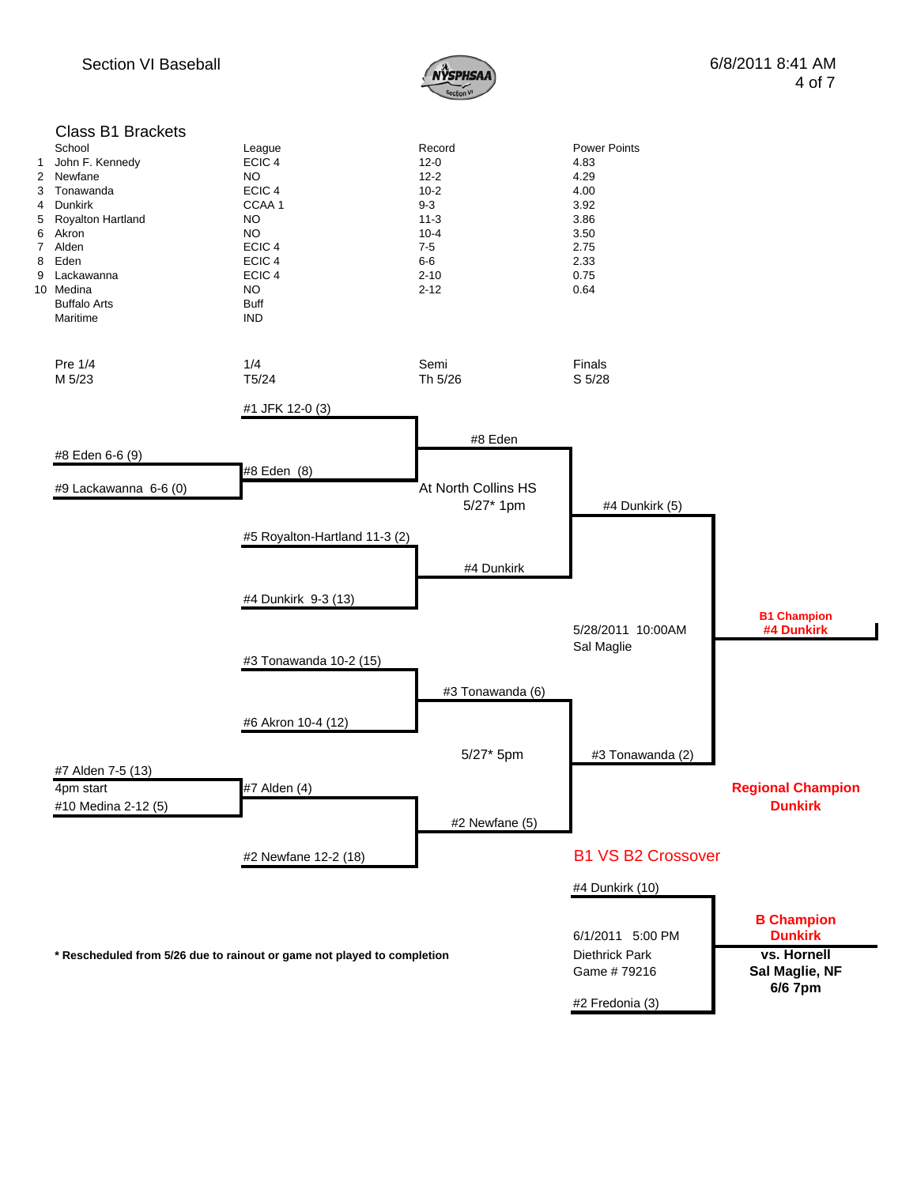Section VI Baseball

## Class B1 Brackets

| | School | League | Record | Power Points |
|---|---|---|---|---|
| 1 | John F. Kennedy | ECIC 4 | 12-0 | 4.83 |
| 2 | Newfane | NO | 12-2 | 4.29 |
| 3 | Tonawanda | ECIC 4 | 10-2 | 4.00 |
| 4 | Dunkirk | CCAA 1 | 9-3 | 3.92 |
| 5 | Royalton Hartland | NO | 11-3 | 3.86 |
| 6 | Akron | NO | 10-4 | 3.50 |
| 7 | Alden | ECIC 4 | 7-5 | 2.75 |
| 8 | Eden | ECIC 4 | 6-6 | 2.33 |
| 9 | Lackawanna | ECIC 4 | 2-10 | 0.75 |
| 10 | Medina | NO | 2-12 | 0.64 |
| | Buffalo Arts | Buff | | |
| | Maritime | IND | | |

| Pre 1/4 | 1/4 | Semi | Finals |
|---|---|---|---|
| M 5/23 | T5/24 | Th 5/26 | S 5/28 |

**Pre 1/4 (M 5/23)**
- #8 Eden 6-6 (9) vs. #9 Lackawanna 6-6 (0)
- #7 Alden 7-5 (13) vs. #10 Medina 2-12 (5) — 4pm start

**1/4 (T5/24)**
- #1 JFK 12-0 (3) vs. #8 Eden (8)
- #5 Royalton-Hartland 11-3 (2) vs. #4 Dunkirk 9-3 (13)
- #3 Tonawanda 10-2 (15) vs. #6 Akron 10-4 (12)
- #7 Alden (4) vs. #2 Newfane 12-2 (18)

**Semi (Th 5/26)**
- #8 Eden vs. #4 Dunkirk — At North Collins HS, 5/27* 1pm
- #3 Tonawanda (6) vs. #2 Newfane (5) — 5/27* 5pm

**Finals (S 5/28)** — 5/28/2011 10:00AM, Sal Maglie
- #4 Dunkirk (5) vs. #3 Tonawanda (2)

**B1 Champion**
**#4 Dunkirk**

**Regional Champion**
**Dunkirk**

## B1 VS B2 Crossover

6/1/2011 5:00 PM
Diethrick Park
Game # 79216

- #4 Dunkirk (10) vs. #2 Fredonia (3)

**B Champion**
**Dunkirk**
**vs. Hornell**
**Sal Maglie, NF**
**6/6 7pm**

**\* Rescheduled from 5/26 due to rainout or game not played to completion**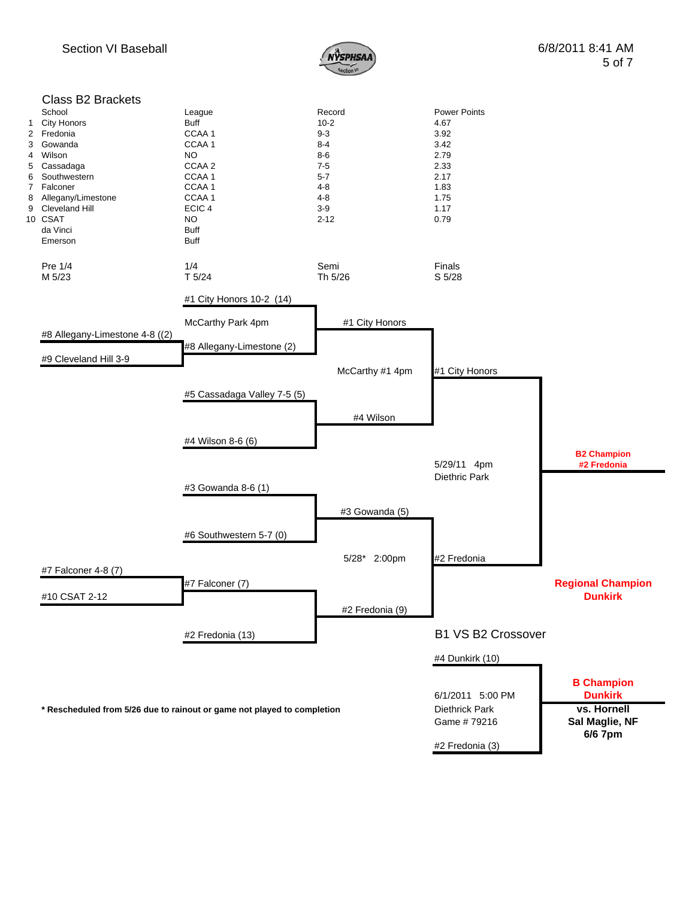Section VI Baseball

6/8/2011 8:41 AM

## Class B2 Brackets

| | School | League | Record | Power Points |
|---|---|---|---|---|
| 1 | City Honors | Buff | 10-2 | 4.67 |
| 2 | Fredonia | CCAA 1 | 9-3 | 3.92 |
| 3 | Gowanda | CCAA 1 | 8-4 | 3.42 |
| 4 | Wilson | NO | 8-6 | 2.79 |
| 5 | Cassadaga | CCAA 2 | 7-5 | 2.33 |
| 6 | Southwestern | CCAA 1 | 5-7 | 2.17 |
| 7 | Falconer | CCAA 1 | 4-8 | 1.83 |
| 8 | Allegany/Limestone | CCAA 1 | 4-8 | 1.75 |
| 9 | Cleveland Hill | ECIC 4 | 3-9 | 1.17 |
| 10 | CSAT | NO | 2-12 | 0.79 |
| | da Vinci | Buff | | |
| | Emerson | Buff | | |

| Pre 1/4 | 1/4 | Semi | Finals |
|---|---|---|---|
| M 5/23 | T 5/24 | Th 5/26 | S 5/28 |

**Pre 1/4 (M 5/23)**
- #8 Allegany-Limestone 4-8 ((2) vs. #9 Cleveland Hill 3-9
- #7 Falconer 4-8 (7) vs. #10 CSAT 2-12

**1/4 (T 5/24)**
- #1 City Honors 10-2 (14) vs. #8 Allegany-Limestone (2) — McCarthy Park 4pm
- #5 Cassadaga Valley 7-5 (5) vs. #4 Wilson 8-6 (6)
- #3 Gowanda 8-6 (1) vs. #6 Southwestern 5-7 (0)
- #7 Falconer (7) vs. #2 Fredonia (13)

**Semi (Th 5/26)**
- #1 City Honors vs. #4 Wilson — McCarthy #1 4pm
- #3 Gowanda (5) vs. #2 Fredonia (9) — 5/28* 2:00pm

**Finals (S 5/28)**
- #1 City Honors vs. #2 Fredonia — 5/29/11 4pm, Diethric Park

**B2 Champion**
**#2 Fredonia**

**Regional Champion**
**Dunkirk**

### B1 VS B2 Crossover

- #4 Dunkirk (10) vs. #2 Fredonia (3)
- 6/1/2011 5:00 PM, Diethrick Park, Game # 79216

**B Champion**
**Dunkirk**
**vs. Hornell**
**Sal Maglie, NF**
**6/6 7pm**

**\* Rescheduled from 5/26 due to rainout or game not played to completion**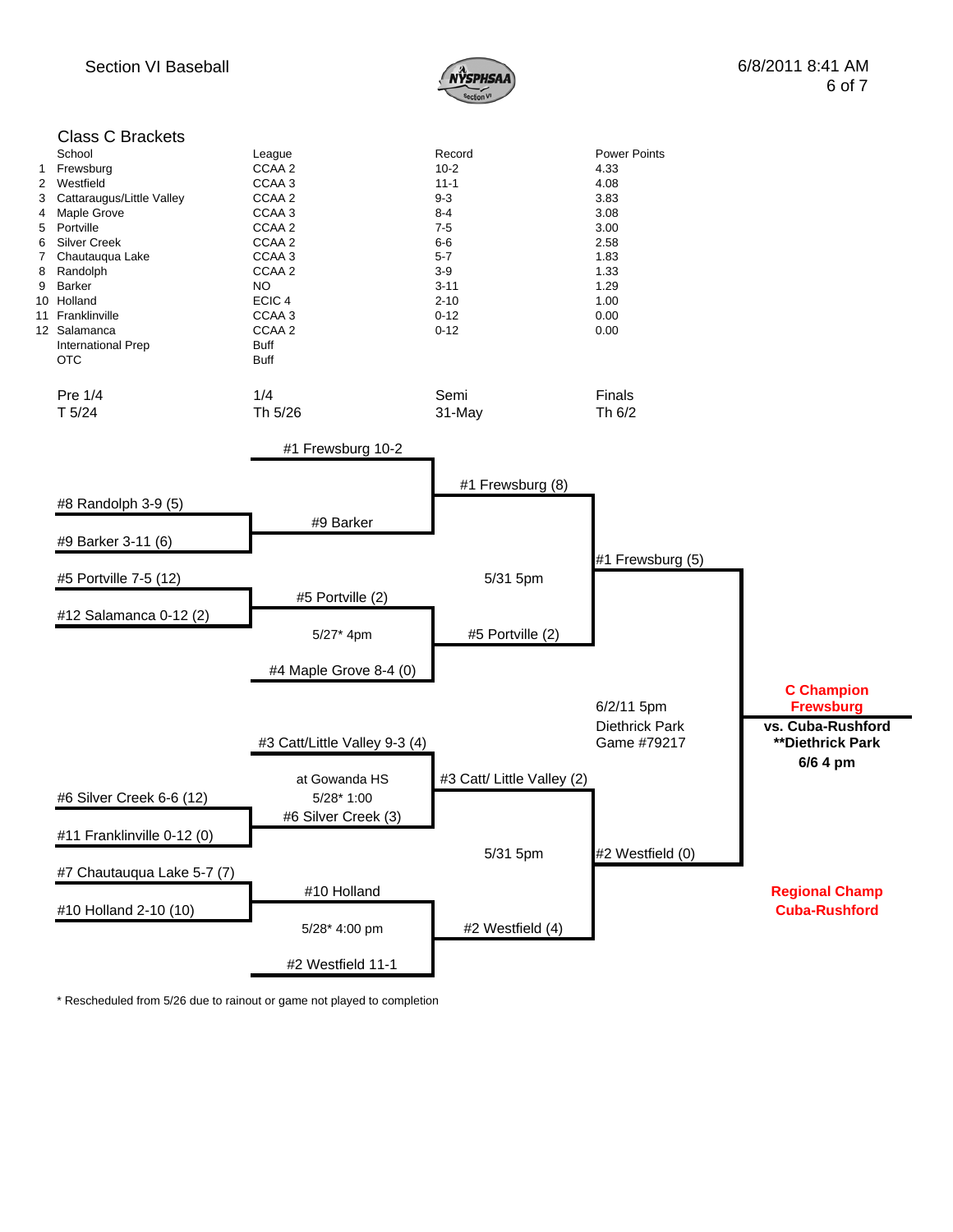Section VI Baseball

6/8/2011 8:41 AM

## Class C Brackets

| | School | League | Record | Power Points |
|---|---|---|---|---|
| 1 | Frewsburg | CCAA 2 | 10-2 | 4.33 |
| 2 | Westfield | CCAA 3 | 11-1 | 4.08 |
| 3 | Cattaraugus/Little Valley | CCAA 2 | 9-3 | 3.83 |
| 4 | Maple Grove | CCAA 3 | 8-4 | 3.08 |
| 5 | Portville | CCAA 2 | 7-5 | 3.00 |
| 6 | Silver Creek | CCAA 2 | 6-6 | 2.58 |
| 7 | Chautauqua Lake | CCAA 3 | 5-7 | 1.83 |
| 8 | Randolph | CCAA 2 | 3-9 | 1.33 |
| 9 | Barker | NO | 3-11 | 1.29 |
| 10 | Holland | ECIC 4 | 2-10 | 1.00 |
| 11 | Franklinville | CCAA 3 | 0-12 | 0.00 |
| 12 | Salamanca | CCAA 2 | 0-12 | 0.00 |
| | International Prep | Buff | | |
| | OTC | Buff | | |

| Pre 1/4 | 1/4 | Semi | Finals |
|---|---|---|---|
| T 5/24 | Th 5/26 | 31-May | Th 6/2 |

### Pre 1/4 (T 5/24)

- #8 Randolph 3-9 (5) vs. #9 Barker 3-11 (6)
- #5 Portville 7-5 (12) vs. #12 Salamanca 0-12 (2)
- #6 Silver Creek 6-6 (12) vs. #11 Franklinville 0-12 (0)
- #7 Chautauqua Lake 5-7 (7) vs. #10 Holland 2-10 (10)

### 1/4 (Th 5/26)

- #1 Frewsburg 10-2 vs. #9 Barker
- #5 Portville (2) vs. #4 Maple Grove 8-4 (0) — 5/27* 4pm
- #3 Catt/Little Valley 9-3 (4) vs. #6 Silver Creek (3) — at Gowanda HS, 5/28* 1:00
- #10 Holland vs. #2 Westfield 11-1 — 5/28* 4:00 pm

### Semi (31-May)

- #1 Frewsburg (8) vs. #5 Portville (2) — 5/31 5pm
- #3 Catt/ Little Valley (2) vs. #2 Westfield (4) — 5/31 5pm

### Finals (Th 6/2)

- #1 Frewsburg (5) vs. #2 Westfield (0) — 6/2/11 5pm, Diethrick Park, Game #79217

**C Champion**
**Frewsburg**

**vs. Cuba-Rushford**
****Diethrick Park**
**6/6 4 pm**

**Regional Champ**
**Cuba-Rushford**

* Rescheduled from 5/26 due to rainout or game not played to completion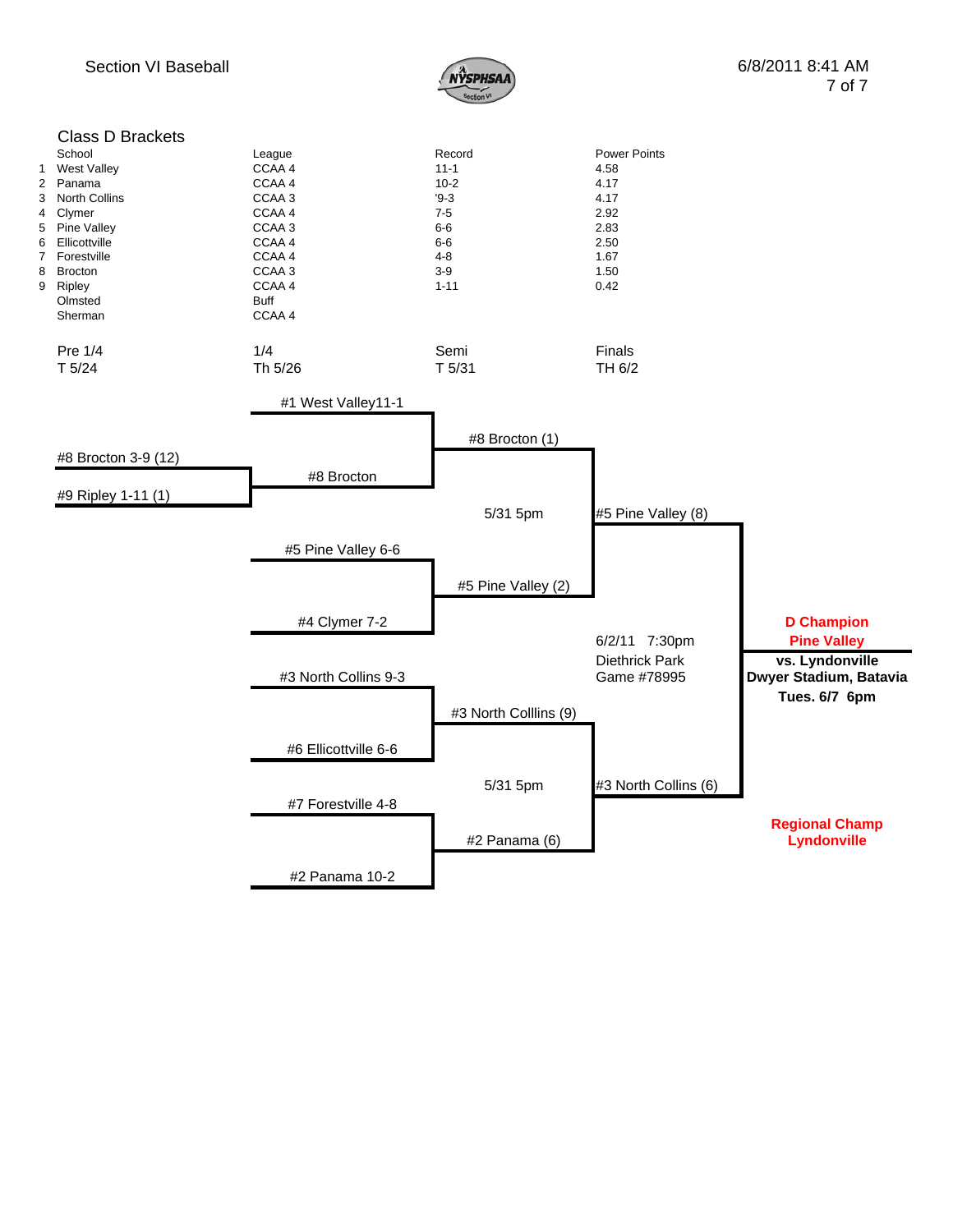Section VI Baseball

6/8/2011 8:41 AM

## Class D Brackets

| | School | League | Record | Power Points |
|---|---|---|---|---|
| 1 | West Valley | CCAA 4 | 11-1 | 4.58 |
| 2 | Panama | CCAA 4 | 10-2 | 4.17 |
| 3 | North Collins | CCAA 3 | '9-3 | 4.17 |
| 4 | Clymer | CCAA 4 | 7-5 | 2.92 |
| 5 | Pine Valley | CCAA 3 | 6-6 | 2.83 |
| 6 | Ellicottville | CCAA 4 | 6-6 | 2.50 |
| 7 | Forestville | CCAA 4 | 4-8 | 1.67 |
| 8 | Brocton | CCAA 3 | 3-9 | 1.50 |
| 9 | Ripley | CCAA 4 | 1-11 | 0.42 |
| | Olmsted | Buff | | |
| | Sherman | CCAA 4 | | |

| Pre 1/4 | 1/4 | Semi | Finals |
|---|---|---|---|
| T 5/24 | Th 5/26 | T 5/31 | TH 6/2 |

#1 West Valley11-1

#8 Brocton 3-9 (12)

#9 Ripley 1-11 (1)

#8 Brocton

#8 Brocton (1)

5/31 5pm

#5 Pine Valley 6-6

#5 Pine Valley (2)

#4 Clymer 7-2

#5 Pine Valley (8)

6/2/11 7:30pm
Diethrick Park
Game #78995

**D Champion**
**Pine Valley**

**vs. Lyndonville**
**Dwyer Stadium, Batavia**
**Tues. 6/7 6pm**

#3 North Collins 9-3

#3 North Colllins (9)

#6 Ellicottville 6-6

5/31 5pm

#3 North Collins (6)

#7 Forestville 4-8

#2 Panama (6)

#2 Panama 10-2

**Regional Champ**
**Lyndonville**